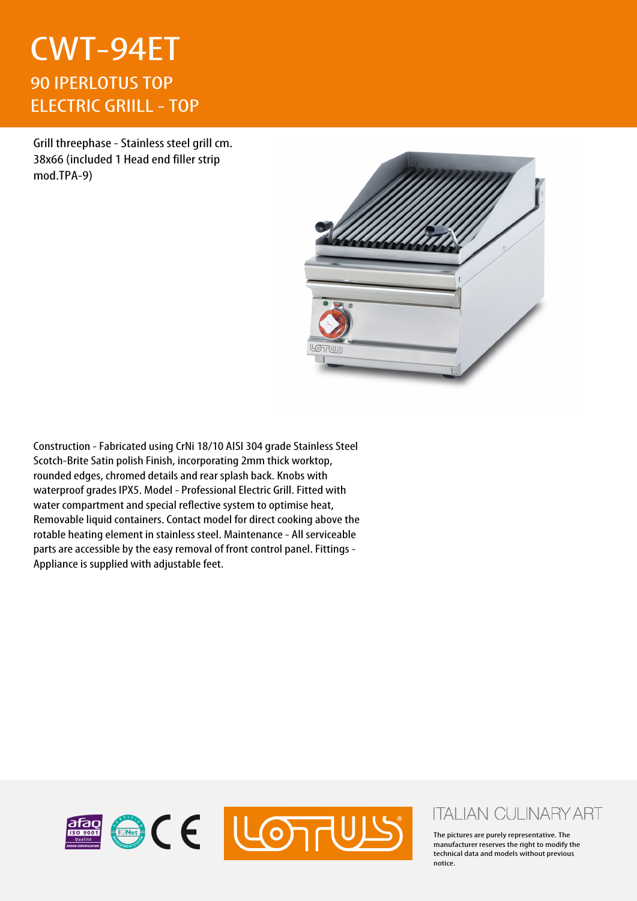# CWT-94ET

## 90 IPERLOTUS TOP
## ELECTRIC GRIILL - TOP

Grill threephase - Stainless steel grill cm. 38x66 (included 1 Head end filler strip mod.TPA-9)

Construction - Fabricated using CrNi 18/10 AISI 304 grade Stainless Steel Scotch-Brite Satin polish Finish, incorporating 2mm thick worktop, rounded edges, chromed details and rear splash back. Knobs with waterproof grades IPX5. Model - Professional Electric Grill. Fitted with water compartment and special reflective system to optimise heat, Removable liquid containers. Contact model for direct cooking above the rotable heating element in stainless steel. Maintenance - All serviceable parts are accessible by the easy removal of front control panel. Fittings - Appliance is supplied with adjustable feet.

ITALIAN CULINARY ART

The pictures are purely representative. The manufacturer reserves the right to modify the technical data and models without previous notice.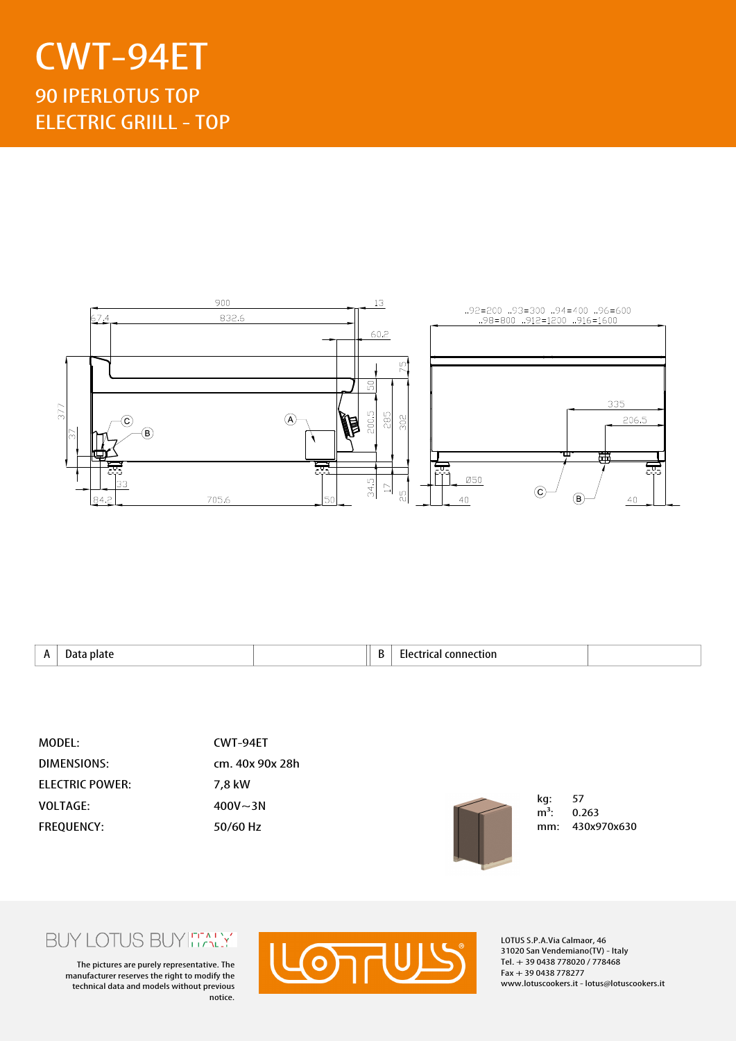# CWT-94ET

## 90 IPERLOTUS TOP
## ELECTRIC GRIILL - TOP

900
13
67,4
832,6
60,2
..92=200 ..93=300 ..94=400 ..96=600
..98=800 ..912=1200 ..916=1600
75
50
377
200,5
285
302
37
335
206,5
33
34,5
17
25
Ø50
84,2
705,6
50
40
40

| A | Data plate | | B | Electrical connection | |
|---|---|---|---|---|---|

| | |
|---|---|
| MODEL: | CWT-94ET |
| DIMENSIONS: | cm. 40x 90x 28h |
| ELECTRIC POWER: | 7,8 kW |
| VOLTAGE: | 400V~3N |
| FREQUENCY: | 50/60 Hz |

| | |
|---|---|
| kg: | 57 |
| $m^3$: | 0.263 |
| mm: | 430x970x630 |

BUY LOTUS BUY ITALY

The pictures are purely representative. The manufacturer reserves the right to modify the technical data and models without previous notice.

LOTUS S.P.A.Via Calmaor, 46
31020 San Vendemiano(TV) - Italy
Tel. + 39 0438 778020 / 778468
Fax + 39 0438 778277
www.lotuscookers.it - lotus@lotuscookers.it